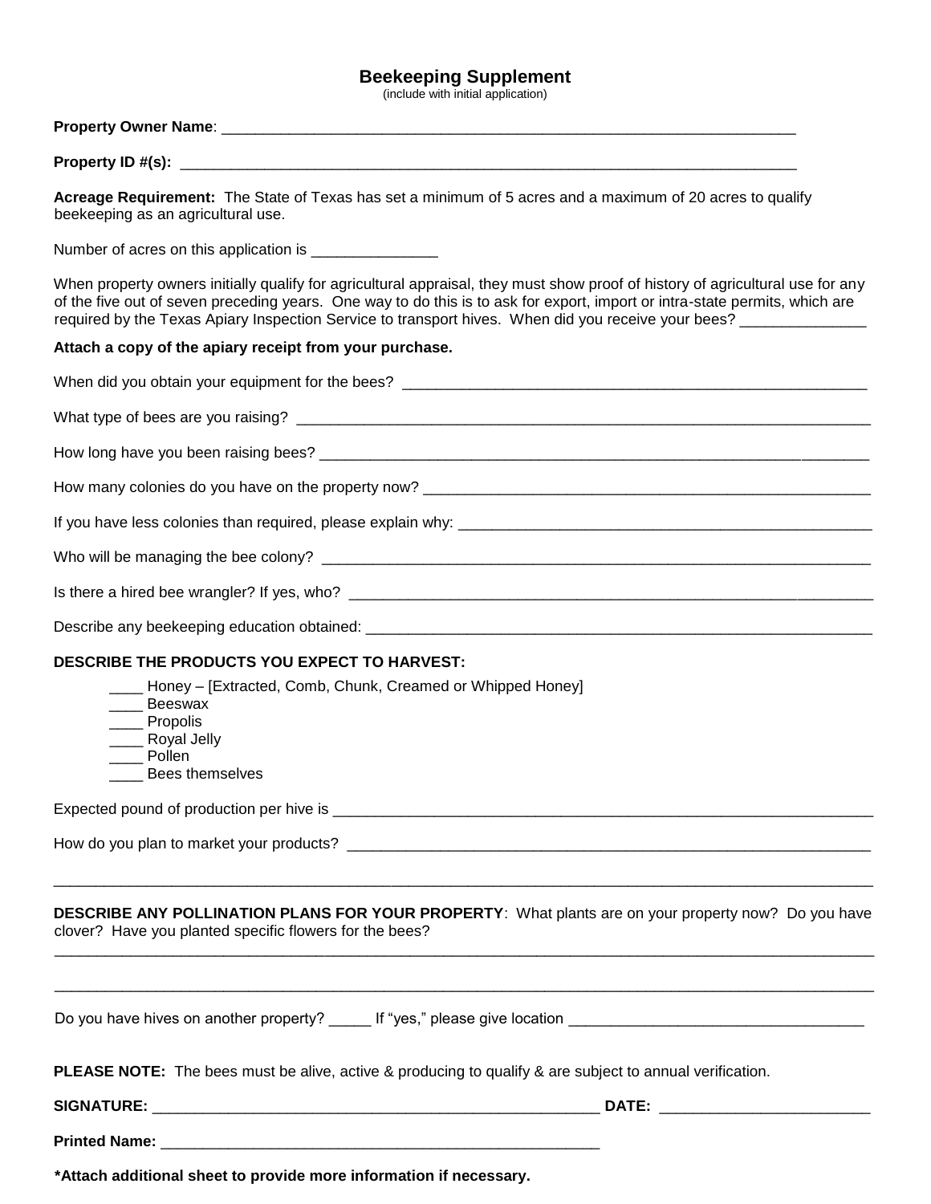# Beekeeping Supplement

(include with initial application)

**Property Owner Name**: ______________________________________________________________________

**Property ID #(s):** ________________________________________________________________________

**Acreage Requirement:** The State of Texas has set a minimum of 5 acres and a maximum of 20 acres to qualify beekeeping as an agricultural use.

Number of acres on this application is _______________

When property owners initially qualify for agricultural appraisal, they must show proof of history of agricultural use for any of the five out of seven preceding years. One way to do this is to ask for export, import or intra-state permits, which are required by the Texas Apiary Inspection Service to transport hives. When did you receive your bees? _______________

**Attach a copy of the apiary receipt from your purchase.**

When did you obtain your equipment for the bees? ________________________________________________________

What type of bees are you raising? _______________________________________________________________________

How long have you been raising bees? ____________________________________________________________________

How many colonies do you have on the property now? ______________________________________________________

If you have less colonies than required, please explain why: _____________________________________________________

Who will be managing the bee colony? _____________________________________________________________________

Is there a hired bee wrangler? If yes, who? _________________________________________________________________

Describe any beekeeping education obtained: _______________________________________________________________

**DESCRIBE THE PRODUCTS YOU EXPECT TO HARVEST:**

- ____ Honey – [Extracted, Comb, Chunk, Creamed or Whipped Honey]
- ____ Beeswax
- ____ Propolis
- ____ Royal Jelly
- ____ Pollen
- ____ Bees themselves

Expected pound of production per hive is ________________________________________________________________

How do you plan to market your products? ________________________________________________________________

______________________________________________________________________________________________

**DESCRIBE ANY POLLINATION PLANS FOR YOUR PROPERTY**: What plants are on your property now? Do you have clover? Have you planted specific flowers for the bees?

______________________________________________________________________________________________

______________________________________________________________________________________________

Do you have hives on another property? _____ If "yes," please give location ___________________________________

**PLEASE NOTE:** The bees must be alive, active & producing to qualify & are subject to annual verification.

**SIGNATURE:** ______________________________________________________ **DATE:** ________________________

**Printed Name:** ______________________________________________________

**\*Attach additional sheet to provide more information if necessary.**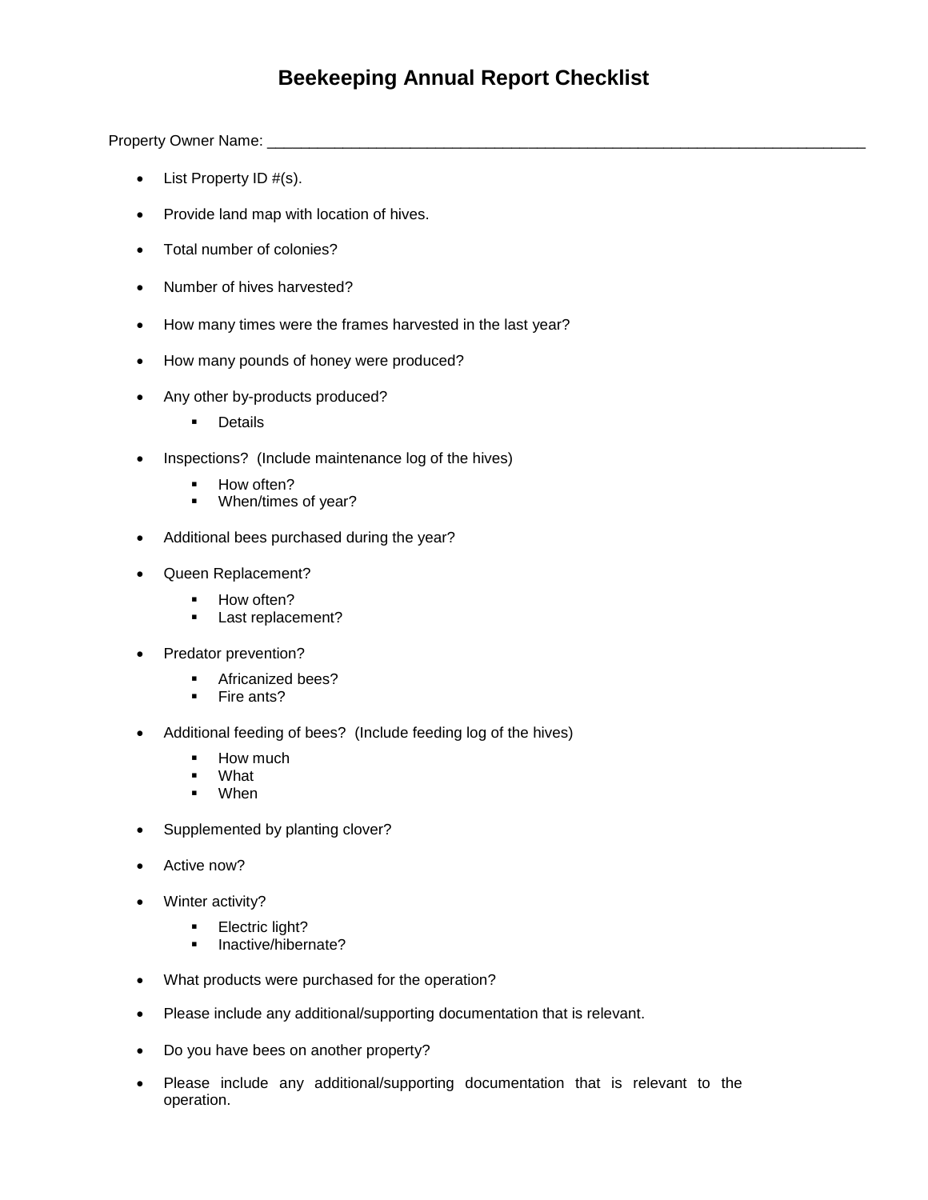# Beekeeping Annual Report Checklist

Property Owner Name: ___________________________________________________________________________

- List Property ID #(s).
- Provide land map with location of hives.
- Total number of colonies?
- Number of hives harvested?
- How many times were the frames harvested in the last year?
- How many pounds of honey were produced?
- Any other by-products produced?
  - Details
- Inspections? (Include maintenance log of the hives)
  - How often?
  - When/times of year?
- Additional bees purchased during the year?
- Queen Replacement?
  - How often?
  - Last replacement?
- Predator prevention?
  - Africanized bees?
  - Fire ants?
- Additional feeding of bees? (Include feeding log of the hives)
  - How much
  - What
  - When
- Supplemented by planting clover?
- Active now?
- Winter activity?
  - Electric light?
  - Inactive/hibernate?
- What products were purchased for the operation?
- Please include any additional/supporting documentation that is relevant.
- Do you have bees on another property?
- Please include any additional/supporting documentation that is relevant to the operation.